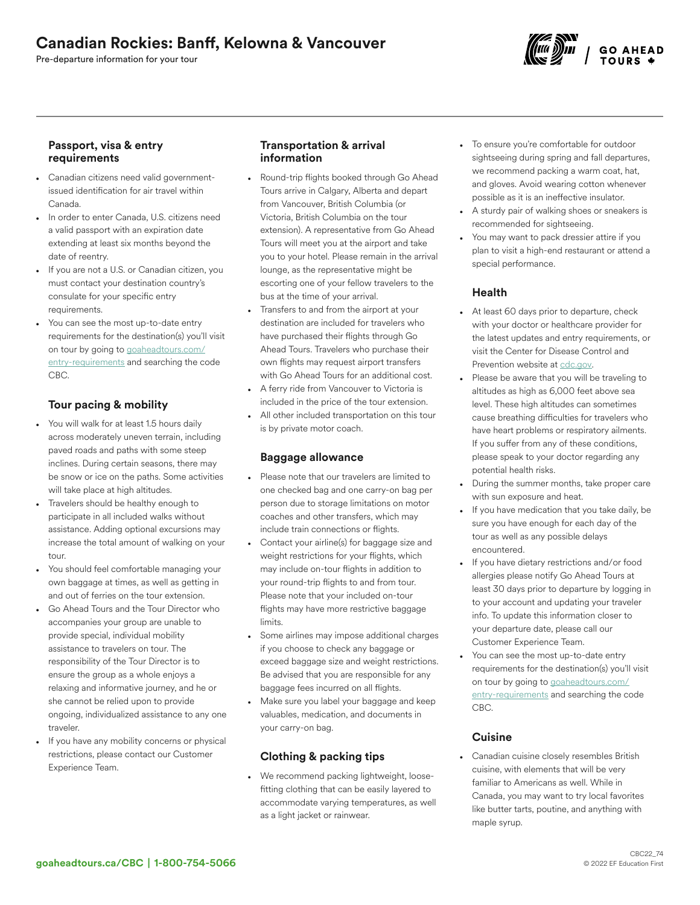# Canadian Rockies: Banff, Kelowna & Vancouver

Pre-departure information for your tour

### Passport, visa & entry requirements

- Canadian citizens need valid government-issued identification for air travel within Canada.
- In order to enter Canada, U.S. citizens need a valid passport with an expiration date extending at least six months beyond the date of reentry.
- If you are not a U.S. or Canadian citizen, you must contact your destination country's consulate for your specific entry requirements.
- You can see the most up-to-date entry requirements for the destination(s) you'll visit on tour by going to goaheadtours.com/entry-requirements and searching the code CBC.

### Tour pacing & mobility

- You will walk for at least 1.5 hours daily across moderately uneven terrain, including paved roads and paths with some steep inclines. During certain seasons, there may be snow or ice on the paths. Some activities will take place at high altitudes.
- Travelers should be healthy enough to participate in all included walks without assistance. Adding optional excursions may increase the total amount of walking on your tour.
- You should feel comfortable managing your own baggage at times, as well as getting in and out of ferries on the tour extension.
- Go Ahead Tours and the Tour Director who accompanies your group are unable to provide special, individual mobility assistance to travelers on tour. The responsibility of the Tour Director is to ensure the group as a whole enjoys a relaxing and informative journey, and he or she cannot be relied upon to provide ongoing, individualized assistance to any one traveler.
- If you have any mobility concerns or physical restrictions, please contact our Customer Experience Team.

### Transportation & arrival information

- Round-trip flights booked through Go Ahead Tours arrive in Calgary, Alberta and depart from Vancouver, British Columbia (or Victoria, British Columbia on the tour extension). A representative from Go Ahead Tours will meet you at the airport and take you to your hotel. Please remain in the arrival lounge, as the representative might be escorting one of your fellow travelers to the bus at the time of your arrival.
- Transfers to and from the airport at your destination are included for travelers who have purchased their flights through Go Ahead Tours. Travelers who purchase their own flights may request airport transfers with Go Ahead Tours for an additional cost.
- A ferry ride from Vancouver to Victoria is included in the price of the tour extension.
- All other included transportation on this tour is by private motor coach.

### Baggage allowance

- Please note that our travelers are limited to one checked bag and one carry-on bag per person due to storage limitations on motor coaches and other transfers, which may include train connections or flights.
- Contact your airline(s) for baggage size and weight restrictions for your flights, which may include on-tour flights in addition to your round-trip flights to and from tour. Please note that your included on-tour flights may have more restrictive baggage limits.
- Some airlines may impose additional charges if you choose to check any baggage or exceed baggage size and weight restrictions. Be advised that you are responsible for any baggage fees incurred on all flights.
- Make sure you label your baggage and keep valuables, medication, and documents in your carry-on bag.

### Clothing & packing tips

- We recommend packing lightweight, loose-fitting clothing that can be easily layered to accommodate varying temperatures, as well as a light jacket or rainwear.
- To ensure you're comfortable for outdoor sightseeing during spring and fall departures, we recommend packing a warm coat, hat, and gloves. Avoid wearing cotton whenever possible as it is an ineffective insulator.
- A sturdy pair of walking shoes or sneakers is recommended for sightseeing.
- You may want to pack dressier attire if you plan to visit a high-end restaurant or attend a special performance.

### Health

- At least 60 days prior to departure, check with your doctor or healthcare provider for the latest updates and entry requirements, or visit the Center for Disease Control and Prevention website at cdc.gov.
- Please be aware that you will be traveling to altitudes as high as 6,000 feet above sea level. These high altitudes can sometimes cause breathing difficulties for travelers who have heart problems or respiratory ailments. If you suffer from any of these conditions, please speak to your doctor regarding any potential health risks.
- During the summer months, take proper care with sun exposure and heat.
- If you have medication that you take daily, be sure you have enough for each day of the tour as well as any possible delays encountered.
- If you have dietary restrictions and/or food allergies please notify Go Ahead Tours at least 30 days prior to departure by logging in to your account and updating your traveler info. To update this information closer to your departure date, please call our Customer Experience Team.
- You can see the most up-to-date entry requirements for the destination(s) you'll visit on tour by going to goaheadtours.com/entry-requirements and searching the code CBC.

### Cuisine

- Canadian cuisine closely resembles British cuisine, with elements that will be very familiar to Americans as well. While in Canada, you may want to try local favorites like butter tarts, poutine, and anything with maple syrup.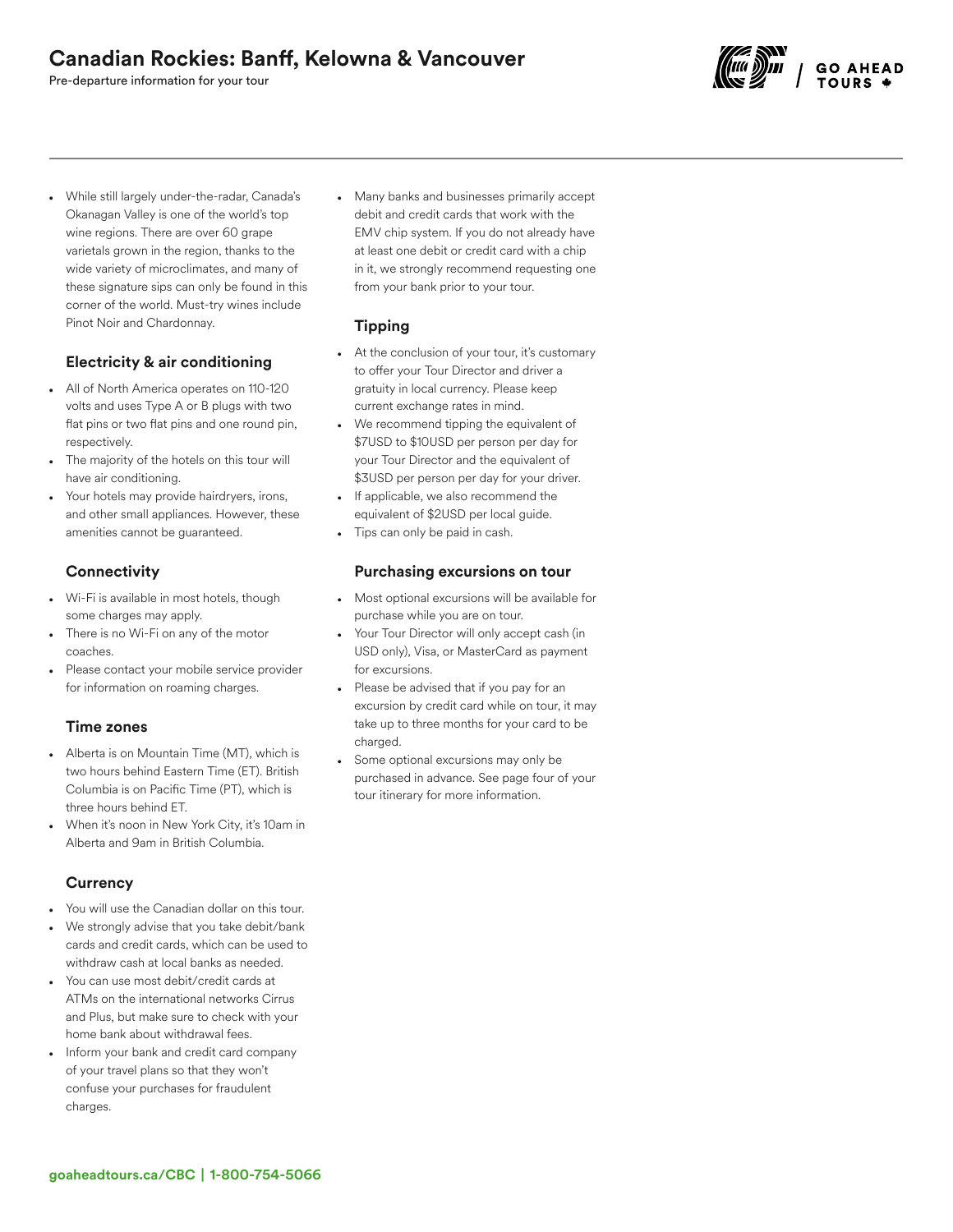- While still largely under-the-radar, Canada's Okanagan Valley is one of the world's top wine regions. There are over 60 grape varietals grown in the region, thanks to the wide variety of microclimates, and many of these signature sips can only be found in this corner of the world. Must-try wines include Pinot Noir and Chardonnay.

### Electricity & air conditioning

- All of North America operates on 110-120 volts and uses Type A or B plugs with two flat pins or two flat pins and one round pin, respectively.
- The majority of the hotels on this tour will have air conditioning.
- Your hotels may provide hairdryers, irons, and other small appliances. However, these amenities cannot be guaranteed.

### Connectivity

- Wi-Fi is available in most hotels, though some charges may apply.
- There is no Wi-Fi on any of the motor coaches.
- Please contact your mobile service provider for information on roaming charges.

### Time zones

- Alberta is on Mountain Time (MT), which is two hours behind Eastern Time (ET). British Columbia is on Pacific Time (PT), which is three hours behind ET.
- When it's noon in New York City, it's 10am in Alberta and 9am in British Columbia.

### Currency

- You will use the Canadian dollar on this tour.
- We strongly advise that you take debit/bank cards and credit cards, which can be used to withdraw cash at local banks as needed.
- You can use most debit/credit cards at ATMs on the international networks Cirrus and Plus, but make sure to check with your home bank about withdrawal fees.
- Inform your bank and credit card company of your travel plans so that they won't confuse your purchases for fraudulent charges.
- Many banks and businesses primarily accept debit and credit cards that work with the EMV chip system. If you do not already have at least one debit or credit card with a chip in it, we strongly recommend requesting one from your bank prior to your tour.

### Tipping

- At the conclusion of your tour, it's customary to offer your Tour Director and driver a gratuity in local currency. Please keep current exchange rates in mind.
- We recommend tipping the equivalent of $7USD to $10USD per person per day for your Tour Director and the equivalent of $3USD per person per day for your driver.
- If applicable, we also recommend the equivalent of $2USD per local guide.
- Tips can only be paid in cash.

### Purchasing excursions on tour

- Most optional excursions will be available for purchase while you are on tour.
- Your Tour Director will only accept cash (in USD only), Visa, or MasterCard as payment for excursions.
- Please be advised that if you pay for an excursion by credit card while on tour, it may take up to three months for your card to be charged.
- Some optional excursions may only be purchased in advance. See page four of your tour itinerary for more information.